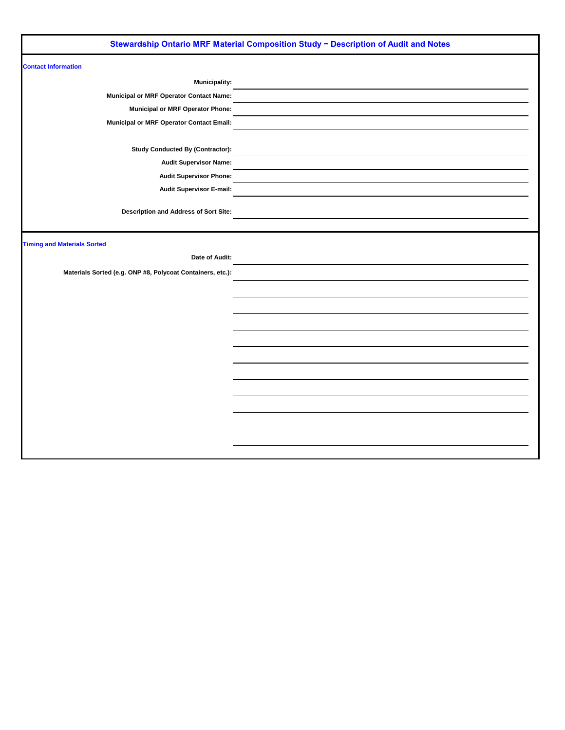# Stewardship Ontario MRF Material Composition Study – Description of Audit and Notes

## Contact Information

**Municipality:** ______________________________

**Municipal or MRF Operator Contact Name:** ______________________________

**Municipal or MRF Operator Phone:** ______________________________

**Municipal or MRF Operator Contact Email:** ______________________________

**Study Conducted By (Contractor):** ______________________________

**Audit Supervisor Name:** ______________________________

**Audit Supervisor Phone:** ______________________________

**Audit Supervisor E-mail:** ______________________________

**Description and Address of Sort Site:** ______________________________

## Timing and Materials Sorted

**Date of Audit:** ______________________________

**Materials Sorted (e.g. ONP #8, Polycoat Containers, etc.):** ______________________________

______________________________

______________________________

______________________________

______________________________

______________________________

______________________________

______________________________

______________________________

______________________________

______________________________

______________________________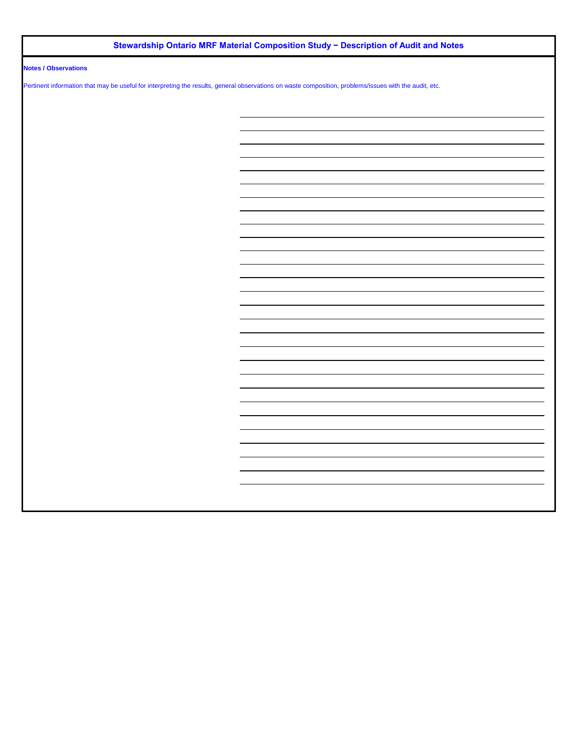## Stewardship Ontario MRF Material Composition Study – Description of Audit and Notes

**Notes / Observations**

Pertinent information that may be useful for interpreting the results, general observations on waste composition, problems/issues with the audit, etc.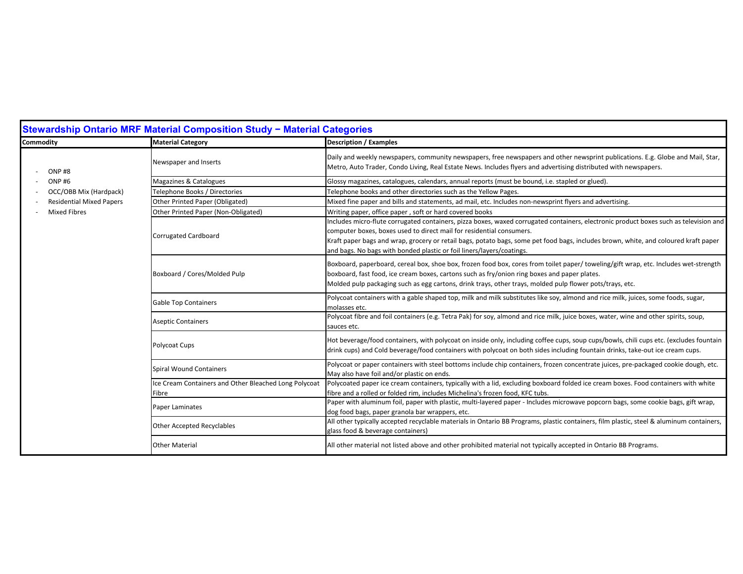## Stewardship Ontario MRF Material Composition Study − Material Categories

| Commodity | Material Category | Description / Examples |
|---|---|---|
| - ONP #8<br>- ONP #6<br>- OCC/OBB Mix (Hardpack)<br>- Residential Mixed Papers<br>- Mixed Fibres | Newspaper and Inserts | Daily and weekly newspapers, community newspapers, free newspapers and other newsprint publications. E.g. Globe and Mail, Star, Metro, Auto Trader, Condo Living, Real Estate News. Includes flyers and advertising distributed with newspapers. |
| | Magazines & Catalogues | Glossy magazines, catalogues, calendars, annual reports (must be bound, i.e. stapled or glued). |
| | Telephone Books / Directories | Telephone books and other directories such as the Yellow Pages. |
| | Other Printed Paper (Obligated) | Mixed fine paper and bills and statements, ad mail, etc. Includes non-newsprint flyers and advertising. |
| | Other Printed Paper (Non-Obligated) | Writing paper, office paper , soft or hard covered books |
| | Corrugated Cardboard | Includes micro-flute corrugated containers, pizza boxes, waxed corrugated containers, electronic product boxes such as television and computer boxes, boxes used to direct mail for residential consumers.<br>Kraft paper bags and wrap, grocery or retail bags, potato bags, some pet food bags, includes brown, white, and coloured kraft paper and bags. No bags with bonded plastic or foil liners/layers/coatings. |
| | Boxboard / Cores/Molded Pulp | Boxboard, paperboard, cereal box, shoe box, frozen food box, cores from toilet paper/ toweling/gift wrap, etc. Includes wet-strength boxboard, fast food, ice cream boxes, cartons such as fry/onion ring boxes and paper plates.<br>Molded pulp packaging such as egg cartons, drink trays, other trays, molded pulp flower pots/trays, etc. |
| | Gable Top Containers | Polycoat containers with a gable shaped top, milk and milk substitutes like soy, almond and rice milk, juices, some foods, sugar, molasses etc. |
| | Aseptic Containers | Polycoat fibre and foil containers (e.g. Tetra Pak) for soy, almond and rice milk, juice boxes, water, wine and other spirits, soup, sauces etc. |
| | Polycoat Cups | Hot beverage/food containers, with polycoat on inside only, including coffee cups, soup cups/bowls, chili cups etc. (excludes fountain drink cups) and Cold beverage/food containers with polycoat on both sides including fountain drinks, take-out ice cream cups. |
| | Spiral Wound Containers | Polycoat or paper containers with steel bottoms include chip containers, frozen concentrate juices, pre-packaged cookie dough, etc. May also have foil and/or plastic on ends. |
| | Ice Cream Containers and Other Bleached Long Polycoat Fibre | Polycoated paper ice cream containers, typically with a lid, excluding boxboard folded ice cream boxes. Food containers with white fibre and a rolled or folded rim, includes Michelina's frozen food, KFC tubs. |
| | Paper Laminates | Paper with aluminum foil, paper with plastic, multi-layered paper - Includes microwave popcorn bags, some cookie bags, gift wrap, dog food bags, paper granola bar wrappers, etc. |
| | Other Accepted Recyclables | All other typically accepted recyclable materials in Ontario BB Programs, plastic containers, film plastic, steel & aluminum containers, glass food & beverage containers) |
| | Other Material | All other material not listed above and other prohibited material not typically accepted in Ontario BB Programs. |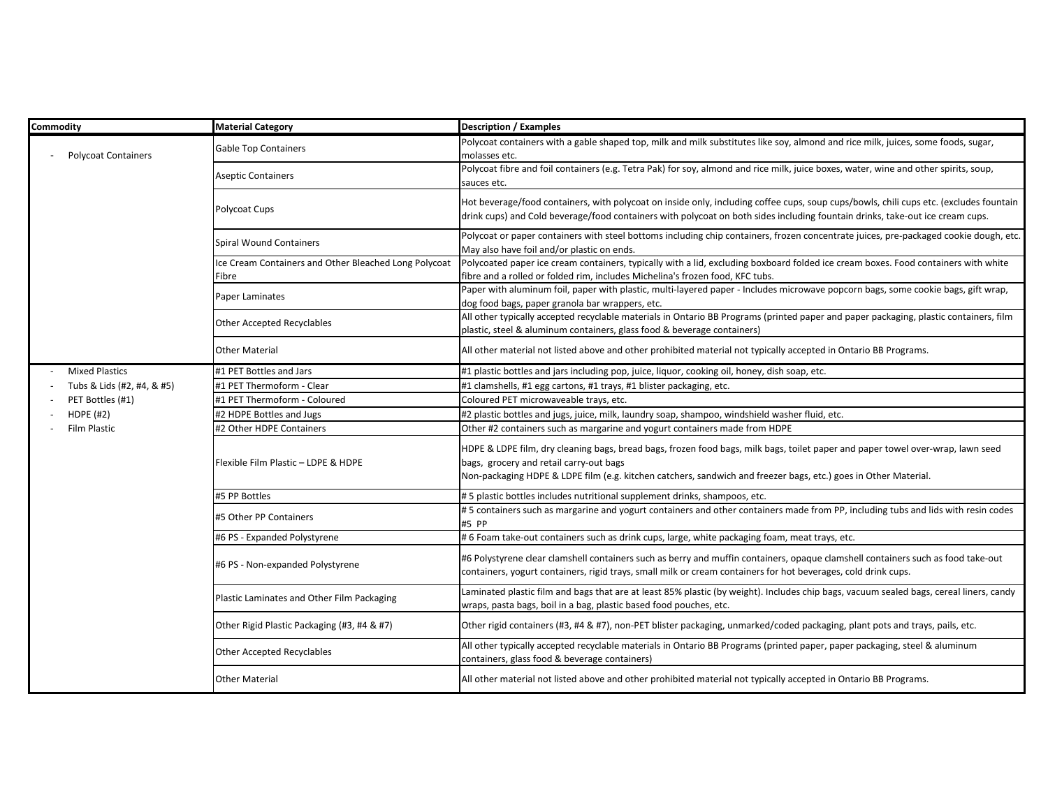| Commodity | Material Category | Description / Examples |
| --- | --- | --- |
| - Polycoat Containers | Gable Top Containers | Polycoat containers with a gable shaped top, milk and milk substitutes like soy, almond and rice milk, juices, some foods, sugar, molasses etc. |
| | Aseptic Containers | Polycoat fibre and foil containers (e.g. Tetra Pak) for soy, almond and rice milk, juice boxes, water, wine and other spirits, soup, sauces etc. |
| | Polycoat Cups | Hot beverage/food containers, with polycoat on inside only, including coffee cups, soup cups/bowls, chili cups etc. (excludes fountain drink cups) and Cold beverage/food containers with polycoat on both sides including fountain drinks, take-out ice cream cups. |
| | Spiral Wound Containers | Polycoat or paper containers with steel bottoms including chip containers, frozen concentrate juices, pre-packaged cookie dough, etc. May also have foil and/or plastic on ends. |
| | Ice Cream Containers and Other Bleached Long Polycoat Fibre | Polycoated paper ice cream containers, typically with a lid, excluding boxboard folded ice cream boxes. Food containers with white fibre and a rolled or folded rim, includes Michelina's frozen food, KFC tubs. |
| | Paper Laminates | Paper with aluminum foil, paper with plastic, multi-layered paper - Includes microwave popcorn bags, some cookie bags, gift wrap, dog food bags, paper granola bar wrappers, etc. |
| | Other Accepted Recyclables | All other typically accepted recyclable materials in Ontario BB Programs (printed paper and paper packaging, plastic containers, film plastic, steel & aluminum containers, glass food & beverage containers) |
| | Other Material | All other material not listed above and other prohibited material not typically accepted in Ontario BB Programs. |
| - Mixed Plastics<br>- Tubs & Lids (#2, #4, & #5)<br>- PET Bottles (#1)<br>- HDPE (#2)<br>- Film Plastic | #1 PET Bottles and Jars | #1 plastic bottles and jars including pop, juice, liquor, cooking oil, honey, dish soap, etc. |
| | #1 PET Thermoform - Clear | #1 clamshells, #1 egg cartons, #1 trays, #1 blister packaging, etc. |
| | #1 PET Thermoform - Coloured | Coloured PET microwaveable trays, etc. |
| | #2 HDPE Bottles and Jugs | #2 plastic bottles and jugs, juice, milk, laundry soap, shampoo, windshield washer fluid, etc. |
| | #2 Other HDPE Containers | Other #2 containers such as margarine and yogurt containers made from HDPE |
| | Flexible Film Plastic – LDPE & HDPE | HDPE & LDPE film, dry cleaning bags, bread bags, frozen food bags, milk bags, toilet paper and paper towel over-wrap, lawn seed bags, grocery and retail carry-out bags<br>Non-packaging HDPE & LDPE film (e.g. kitchen catchers, sandwich and freezer bags, etc.) goes in Other Material. |
| | #5 PP Bottles | # 5 plastic bottles includes nutritional supplement drinks, shampoos, etc. |
| | #5 Other PP Containers | # 5 containers such as margarine and yogurt containers and other containers made from PP, including tubs and lids with resin codes #5 PP |
| | #6 PS - Expanded Polystyrene | # 6 Foam take-out containers such as drink cups, large, white packaging foam, meat trays, etc. |
| | #6 PS - Non-expanded Polystyrene | #6 Polystyrene clear clamshell containers such as berry and muffin containers, opaque clamshell containers such as food take-out containers, yogurt containers, rigid trays, small milk or cream containers for hot beverages, cold drink cups. |
| | Plastic Laminates and Other Film Packaging | Laminated plastic film and bags that are at least 85% plastic (by weight). Includes chip bags, vacuum sealed bags, cereal liners, candy wraps, pasta bags, boil in a bag, plastic based food pouches, etc. |
| | Other Rigid Plastic Packaging (#3, #4 & #7) | Other rigid containers (#3, #4 & #7), non-PET blister packaging, unmarked/coded packaging, plant pots and trays, pails, etc. |
| | Other Accepted Recyclables | All other typically accepted recyclable materials in Ontario BB Programs (printed paper, paper packaging, steel & aluminum containers, glass food & beverage containers) |
| | Other Material | All other material not listed above and other prohibited material not typically accepted in Ontario BB Programs. |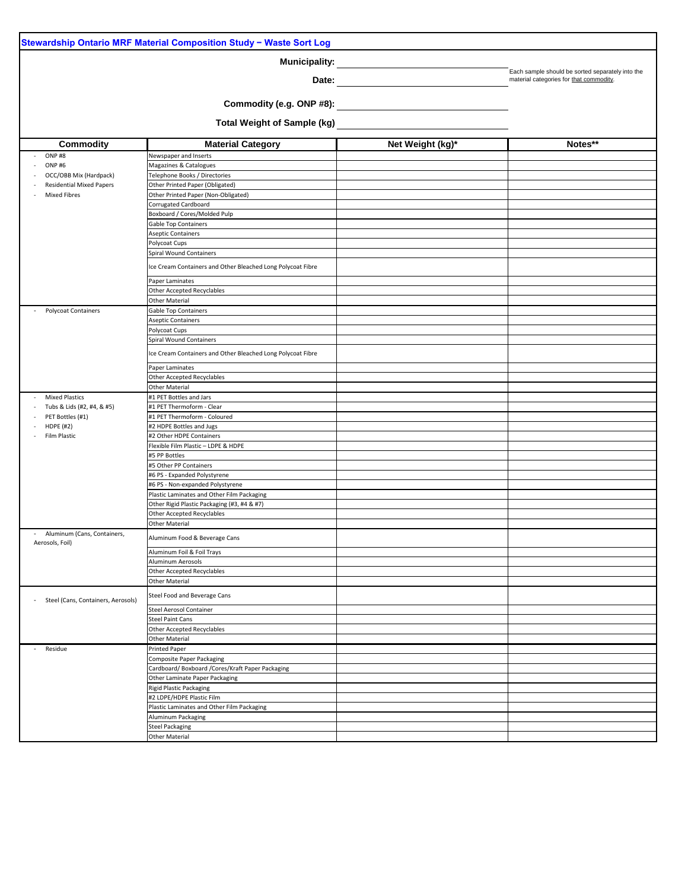## Stewardship Ontario MRF Material Composition Study − Waste Sort Log

**Municipality:** ______________________

**Date:** ______________________

Each sample should be sorted separately into the material categories for that commodity.

**Commodity (e.g. ONP #8):** ______________________

**Total Weight of Sample (kg)** ______________________

| Commodity | Material Category | Net Weight (kg)* | Notes** |
|---|---|---|---|
| - ONP #8<br>- ONP #6<br>- OCC/OBB Mix (Hardpack)<br>- Residential Mixed Papers<br>- Mixed Fibres | Newspaper and Inserts | | |
| | Magazines & Catalogues | | |
| | Telephone Books / Directories | | |
| | Other Printed Paper (Obligated) | | |
| | Other Printed Paper (Non-Obligated) | | |
| | Corrugated Cardboard | | |
| | Boxboard / Cores/Molded Pulp | | |
| | Gable Top Containers | | |
| | Aseptic Containers | | |
| | Polycoat Cups | | |
| | Spiral Wound Containers | | |
| | Ice Cream Containers and Other Bleached Long Polycoat Fibre | | |
| | Paper Laminates | | |
| | Other Accepted Recyclables | | |
| | Other Material | | |
| - Polycoat Containers | Gable Top Containers | | |
| | Aseptic Containers | | |
| | Polycoat Cups | | |
| | Spiral Wound Containers | | |
| | Ice Cream Containers and Other Bleached Long Polycoat Fibre | | |
| | Paper Laminates | | |
| | Other Accepted Recyclables | | |
| | Other Material | | |
| - Mixed Plastics<br>- Tubs & Lids (#2, #4, & #5)<br>- PET Bottles (#1)<br>- HDPE (#2)<br>- Film Plastic | #1 PET Bottles and Jars | | |
| | #1 PET Thermoform - Clear | | |
| | #1 PET Thermoform - Coloured | | |
| | #2 HDPE Bottles and Jugs | | |
| | #2 Other HDPE Containers | | |
| | Flexible Film Plastic – LDPE & HDPE | | |
| | #5 PP Bottles | | |
| | #5 Other PP Containers | | |
| | #6 PS - Expanded Polystyrene | | |
| | #6 PS - Non-expanded Polystyrene | | |
| | Plastic Laminates and Other Film Packaging | | |
| | Other Rigid Plastic Packaging (#3, #4 & #7) | | |
| | Other Accepted Recyclables | | |
| | Other Material | | |
| - Aluminum (Cans, Containers, Aerosols, Foil) | Aluminum Food & Beverage Cans | | |
| | Aluminum Foil & Foil Trays | | |
| | Aluminum Aerosols | | |
| | Other Accepted Recyclables | | |
| | Other Material | | |
| - Steel (Cans, Containers, Aerosols) | Steel Food and Beverage Cans | | |
| | Steel Aerosol Container | | |
| | Steel Paint Cans | | |
| | Other Accepted Recyclables | | |
| | Other Material | | |
| - Residue | Printed Paper | | |
| | Composite Paper Packaging | | |
| | Cardboard/ Boxboard /Cores/Kraft Paper Packaging | | |
| | Other Laminate Paper Packaging | | |
| | Rigid Plastic Packaging | | |
| | #2 LDPE/HDPE Plastic Film | | |
| | Plastic Laminates and Other Film Packaging | | |
| | Aluminum Packaging | | |
| | Steel Packaging | | |
| | Other Material | | |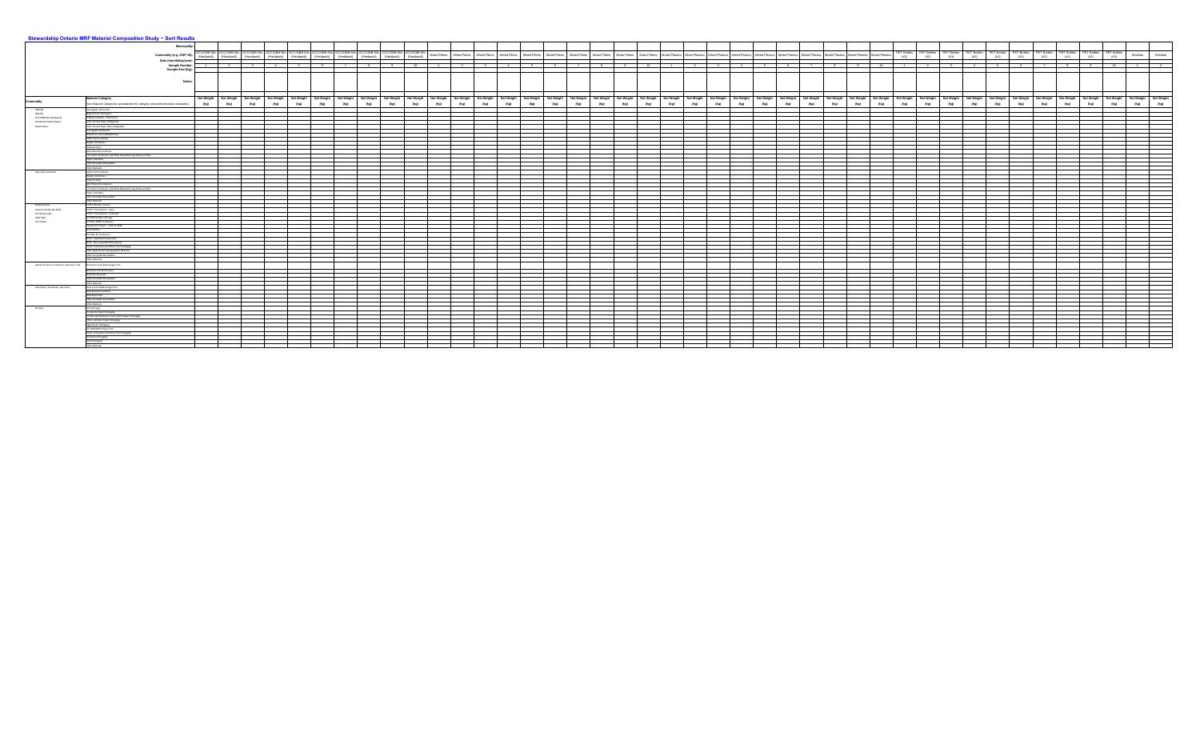## Stewardship Ontario MRF Material Composition Study ~ Sort Results

| | | | | | | | | | | | | | | | | | | | | | | | | | | | | | | | | | | | | | | | | | | | |
|---|---|---|---|---|---|---|---|---|---|---|---|---|---|---|---|---|---|---|---|---|---|---|---|---|---|---|---|---|---|---|---|---|---|---|---|---|---|---|---|---|---|---|---|
| **Municipality:** | | | | | | | | | | | | | | | | | | | | | | | | | | | | | | | | | | | | | | | | | | | |
| **Commodity (e.g. ONP #8):** | | OCC/OBB Mix (Hardpack) | OCC/OBB Mix (Hardpack) | OCC/OBB Mix (Hardpack) | OCC/OBB Mix (Hardpack) | OCC/OBB Mix (Hardpack) | OCC/OBB Mix (Hardpack) | OCC/OBB Mix (Hardpack) | OCC/OBB Mix (Hardpack) | OCC/OBB Mix (Hardpack) | OCC/OBB Mix (Hardpack) | Mixed Fibres | Mixed Fibres | Mixed Fibres | Mixed Fibres | Mixed Fibres | Mixed Fibres | Mixed Fibres | Mixed Fibres | Mixed Fibres | Mixed Fibres | Mixed Plastics | Mixed Plastics | Mixed Plastics | Mixed Plastics | Mixed Plastics | Mixed Plastics | Mixed Plastics | Mixed Plastics | Mixed Plastics | Mixed Plastics | PET Bottles (#1) | PET Bottles (#1) | PET Bottles (#1) | PET Bottles (#1) | PET Bottles (#1) | PET Bottles (#1) | PET Bottles (#1) | PET Bottles (#1) | PET Bottles (#1) | PET Bottles (#1) | Residue | Residue |
| **Date (mm/dd/yyyy):** | | | | | | | | | | | | | | | | | | | | | | | | | | | | | | | | | | | | | | | | | | | |
| **Sample Number:** | | 1 | 2 | 3 | 4 | 5 | 6 | 7 | 8 | 9 | 10 | 1 | 2 | 3 | 4 | 5 | 6 | 7 | 8 | 9 | 10 | 1 | 2 | 3 | 4 | 5 | 6 | 7 | 8 | 9 | 10 | 1 | 2 | 3 | 4 | 5 | 6 | 7 | 8 | 9 | 10 | 1 | 2 |
| **Sample Size (Kg):** | | | | | | | | | | | | | | | | | | | | | | | | | | | | | | | | | | | | | | | | | | | |
| **Notes:** | | | | | | | | | | | | | | | | | | | | | | | | | | | | | | | | | | | | | | | | | | | |
| **Commodity** | **Material Category** (See Material Categories spreadsheet for category descriptions/product examples) | **Net Weight (kg)** | **Net Weight (kg)** | **Net Weight (kg)** | **Net Weight (kg)** | **Net Weight (kg)** | **Net Weight (kg)** | **Net Weight (kg)** | **Net Weight (kg)** | **Net Weight (kg)** | **Net Weight (kg)** | **Net Weight (kg)** | **Net Weight (kg)** | **Net Weight (kg)** | **Net Weight (kg)** | **Net Weight (kg)** | **Net Weight (kg)** | **Net Weight (kg)** | **Net Weight (kg)** | **Net Weight (kg)** | **Net Weight (kg)** | **Net Weight (kg)** | **Net Weight (kg)** | **Net Weight (kg)** | **Net Weight (kg)** | **Net Weight (kg)** | **Net Weight (kg)** | **Net Weight (kg)** | **Net Weight (kg)** | **Net Weight (kg)** | **Net Weight (kg)** | **Net Weight (kg)** | **Net Weight (kg)** | **Net Weight (kg)** | **Net Weight (kg)** | **Net Weight (kg)** | **Net Weight (kg)** | **Net Weight (kg)** | **Net Weight (kg)** | **Net Weight (kg)** | **Net Weight (kg)** | **Net Weight (kg)** | **Net Weight (kg)** |
| ONP/OMG; OCC/OBB; OCC/OBB Mix (Hardpack); Residential Mixed Paper; Mixed Fibres | Newspaper and Inserts | | | | | | | | | | | | | | | | | | | | | | | | | | | | | | | | | | | | | | | | | | |
| | Magazines & Catalogues | | | | | | | | | | | | | | | | | | | | | | | | | | | | | | | | | | | | | | | | | | |
| | Telephone Books / Directories | | | | | | | | | | | | | | | | | | | | | | | | | | | | | | | | | | | | | | | | | | |
| | Other Printed Paper (Wrapped) | | | | | | | | | | | | | | | | | | | | | | | | | | | | | | | | | | | | | | | | | | |
| | Other Printed Paper (Non-Wrapped) | | | | | | | | | | | | | | | | | | | | | | | | | | | | | | | | | | | | | | | | | | |
| | Corrugated Cardboard | | | | | | | | | | | | | | | | | | | | | | | | | | | | | | | | | | | | | | | | | | |
| | Boxboard / Cores / Molded Pulp | | | | | | | | | | | | | | | | | | | | | | | | | | | | | | | | | | | | | | | | | | |
| | Paper Laminants | | | | | | | | | | | | | | | | | | | | | | | | | | | | | | | | | | | | | | | | | | |
| | Gable Top Cartons | | | | | | | | | | | | | | | | | | | | | | | | | | | | | | | | | | | | | | | | | | |
| | Aseptic Containers | | | | | | | | | | | | | | | | | | | | | | | | | | | | | | | | | | | | | | | | | | |
| | Kraft Paper | | | | | | | | | | | | | | | | | | | | | | | | | | | | | | | | | | | | | | | | | | |
| | Paper Cups | | | | | | | | | | | | | | | | | | | | | | | | | | | | | | | | | | | | | | | | | | |
| | Ice Cream Containers and Other Wax/Poly Paper | | | | | | | | | | | | | | | | | | | | | | | | | | | | | | | | | | | | | | | | | | |
| | Total Acceptable | | | | | | | | | | | | | | | | | | | | | | | | | | | | | | | | | | | | | | | | | | |
| | Total Acceptable Recyclables | | | | | | | | | | | | | | | | | | | | | | | | | | | | | | | | | | | | | | | | | | |
| | Other Materials | | | | | | | | | | | | | | | | | | | | | | | | | | | | | | | | | | | | | | | | | | |
| Polycoat Containers | Gable Top Cartons | | | | | | | | | | | | | | | | | | | | | | | | | | | | | | | | | | | | | | | | | | |
| | Aseptic Containers | | | | | | | | | | | | | | | | | | | | | | | | | | | | | | | | | | | | | | | | | | |
| | Paper Cups | | | | | | | | | | | | | | | | | | | | | | | | | | | | | | | | | | | | | | | | | | |
| | Paper Laminants | | | | | | | | | | | | | | | | | | | | | | | | | | | | | | | | | | | | | | | | | | |
| | Ice Cream Containers and Other Wax/Poly Paper | | | | | | | | | | | | | | | | | | | | | | | | | | | | | | | | | | | | | | | | | | |
| | Total Acceptable | | | | | | | | | | | | | | | | | | | | | | | | | | | | | | | | | | | | | | | | | | |
| | Total Acceptable Recyclables | | | | | | | | | | | | | | | | | | | | | | | | | | | | | | | | | | | | | | | | | | |
| | Other Materials | | | | | | | | | | | | | | | | | | | | | | | | | | | | | | | | | | | | | | | | | | |
| Mixed Plastics; Tubs & Lids; PP Bottles; HDPE; PVC Plastic | PET Bottles and Jars | | | | | | | | | | | | | | | | | | | | | | | | | | | | | | | | | | | | | | | | | | |
| | PET Thermoforms - Clear | | | | | | | | | | | | | | | | | | | | | | | | | | | | | | | | | | | | | | | | | | |
| | PET Thermoforms - Coloured | | | | | | | | | | | | | | | | | | | | | | | | | | | | | | | | | | | | | | | | | | |
| | HDPE Bottles and Jugs | | | | | | | | | | | | | | | | | | | | | | | | | | | | | | | | | | | | | | | | | | |
| | HDPE Other Containers | | | | | | | | | | | | | | | | | | | | | | | | | | | | | | | | | | | | | | | | | | |
| | Tubs & Lids | | | | | | | | | | | | | | | | | | | | | | | | | | | | | | | | | | | | | | | | | | |
| | Film Plastic | | | | | | | | | | | | | | | | | | | | | | | | | | | | | | | | | | | | | | | | | | |
| | Rigid PP Containers | | | | | | | | | | | | | | | | | | | | | | | | | | | | | | | | | | | | | | | | | | |
| | Polystyrene - Expanded Polystyrene | | | | | | | | | | | | | | | | | | | | | | | | | | | | | | | | | | | | | | | | | | |
| | Polystyrene - Non-Expanded Polystyrene | | | | | | | | | | | | | | | | | | | | | | | | | | | | | | | | | | | | | | | | | | |
| | Other Plastic Packaging | | | | | | | | | | | | | | | | | | | | | | | | | | | | | | | | | | | | | | | | | | |
| | Total Acceptable Recyclables | | | | | | | | | | | | | | | | | | | | | | | | | | | | | | | | | | | | | | | | | | |
| | Other Materials | | | | | | | | | | | | | | | | | | | | | | | | | | | | | | | | | | | | | | | | | | |
| Aluminum (Cans, Containers, Aerosols, Foil) | Aluminum Food/Beverage Cans | | | | | | | | | | | | | | | | | | | | | | | | | | | | | | | | | | | | | | | | | | |
| | Aluminum Foil & Food Trays | | | | | | | | | | | | | | | | | | | | | | | | | | | | | | | | | | | | | | | | | | |
| | Aluminum Aerosols | | | | | | | | | | | | | | | | | | | | | | | | | | | | | | | | | | | | | | | | | | |
| | Total Acceptable Recyclables | | | | | | | | | | | | | | | | | | | | | | | | | | | | | | | | | | | | | | | | | | |
| | Other Materials | | | | | | | | | | | | | | | | | | | | | | | | | | | | | | | | | | | | | | | | | | |
| Steel (Cans, Containers, Aerosols) | Steel Food/Beverage Cans | | | | | | | | | | | | | | | | | | | | | | | | | | | | | | | | | | | | | | | | | | |
| | Steel Aerosols | | | | | | | | | | | | | | | | | | | | | | | | | | | | | | | | | | | | | | | | | | |
| | Paint Cans | | | | | | | | | | | | | | | | | | | | | | | | | | | | | | | | | | | | | | | | | | |
| | Total Acceptable Recyclables | | | | | | | | | | | | | | | | | | | | | | | | | | | | | | | | | | | | | | | | | | |
| | Other Materials | | | | | | | | | | | | | | | | | | | | | | | | | | | | | | | | | | | | | | | | | | |
| Residue | Printed Paper | | | | | | | | | | | | | | | | | | | | | | | | | | | | | | | | | | | | | | | | | | |
| | Corrugated Paper Packaging | | | | | | | | | | | | | | | | | | | | | | | | | | | | | | | | | | | | | | | | | | |
| | Boxboard and Other Paper Packaging | | | | | | | | | | | | | | | | | | | | | | | | | | | | | | | | | | | | | | | | | | |
| | Other Laminated Paper Packaging | | | | | | | | | | | | | | | | | | | | | | | | | | | | | | | | | | | | | | | | | | |
| | Plastic Packaging | | | | | | | | | | | | | | | | | | | | | | | | | | | | | | | | | | | | | | | | | | |
| | Metal Packaging | | | | | | | | | | | | | | | | | | | | | | | | | | | | | | | | | | | | | | | | | | |
| | Glass Packaging | | | | | | | | | | | | | | | | | | | | | | | | | | | | | | | | | | | | | | | | | | |
| | Other Materials | | | | | | | | | | | | | | | | | | | | | | | | | | | | | | | | | | | | | | | | | | |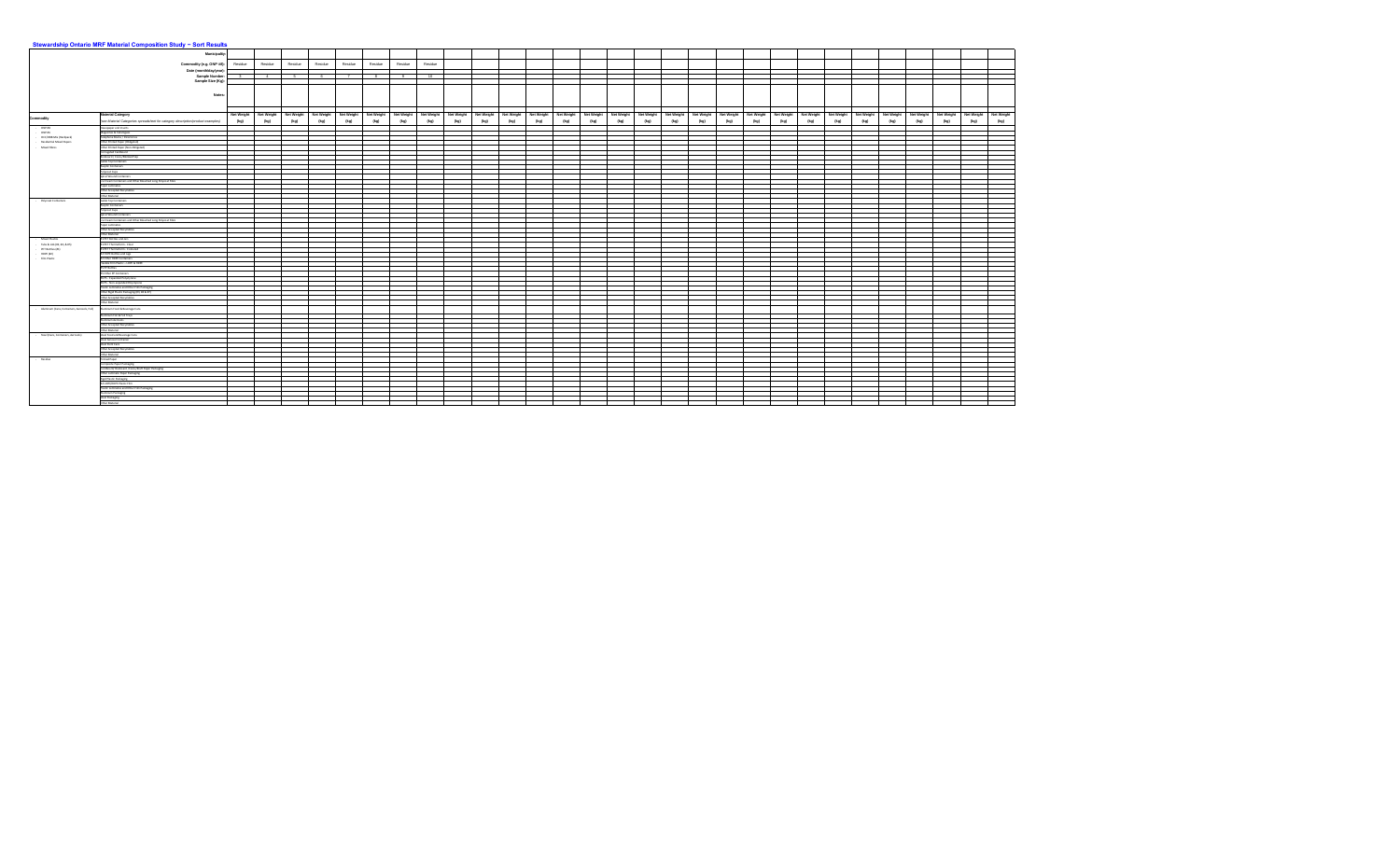# Stewardship Ontario MRF Material Composition Study ~ Sort Results

| | | | | | | | | | |
|---|---|---|---|---|---|---|---|---|---|
| | **Municipality:** | | | | | | | | |
| | **Commodity (e.g. ONP #8):** | Residue | Residue | Residue | Residue | Residue | Residue | Residue | Residue |
| | **Date (mm/dd/year):** | | | | | | | | |
| | **Sample Number:** | 3 | 4 | 5 | 6 | 7 | 8 | 9 | 10 |
| | **Sample Size (Kg):** | | | | | | | | |
| | **Notes:** | | | | | | | | |
| **Commodity** | **Material Category** | **Net Weight (kg)** | **Net Weight (kg)** | **Net Weight (kg)** | **Net Weight (kg)** | **Net Weight (kg)** | **Net Weight (kg)** | **Net Weight (kg)** | **Net Weight (kg)** |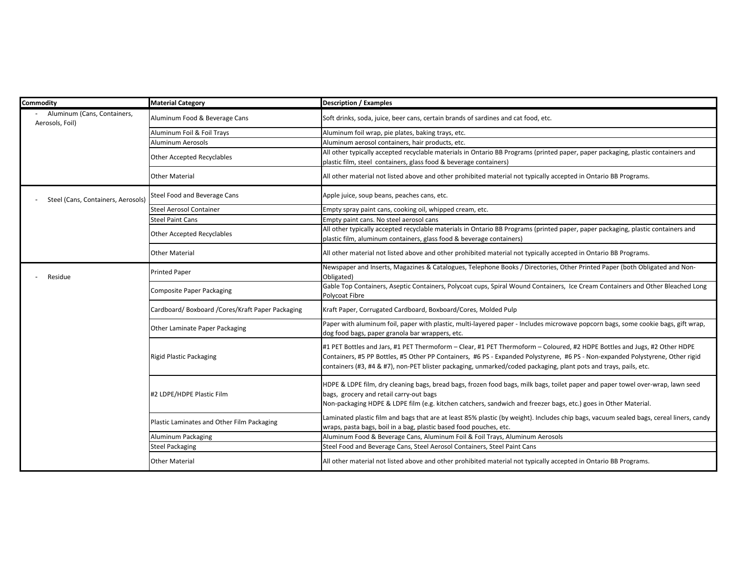| Commodity | Material Category | Description / Examples |
|---|---|---|
| - Aluminum (Cans, Containers, Aerosols, Foil) | Aluminum Food & Beverage Cans | Soft drinks, soda, juice, beer cans, certain brands of sardines and cat food, etc. |
| | Aluminum Foil & Foil Trays | Aluminum foil wrap, pie plates, baking trays, etc. |
| | Aluminum Aerosols | Aluminum aerosol containers, hair products, etc. |
| | Other Accepted Recyclables | All other typically accepted recyclable materials in Ontario BB Programs (printed paper, paper packaging, plastic containers and plastic film, steel containers, glass food & beverage containers) |
| | Other Material | All other material not listed above and other prohibited material not typically accepted in Ontario BB Programs. |
| - Steel (Cans, Containers, Aerosols) | Steel Food and Beverage Cans | Apple juice, soup beans, peaches cans, etc. |
| | Steel Aerosol Container | Empty spray paint cans, cooking oil, whipped cream, etc. |
| | Steel Paint Cans | Empty paint cans. No steel aerosol cans |
| | Other Accepted Recyclables | All other typically accepted recyclable materials in Ontario BB Programs (printed paper, paper packaging, plastic containers and plastic film, aluminum containers, glass food & beverage containers) |
| | Other Material | All other material not listed above and other prohibited material not typically accepted in Ontario BB Programs. |
| - Residue | Printed Paper | Newspaper and Inserts, Magazines & Catalogues, Telephone Books / Directories, Other Printed Paper (both Obligated and Non-Obligated) |
| | Composite Paper Packaging | Gable Top Containers, Aseptic Containers, Polycoat cups, Spiral Wound Containers, Ice Cream Containers and Other Bleached Long Polycoat Fibre |
| | Cardboard/ Boxboard /Cores/Kraft Paper Packaging | Kraft Paper, Corrugated Cardboard, Boxboard/Cores, Molded Pulp |
| | Other Laminate Paper Packaging | Paper with aluminum foil, paper with plastic, multi-layered paper - Includes microwave popcorn bags, some cookie bags, gift wrap, dog food bags, paper granola bar wrappers, etc. |
| | Rigid Plastic Packaging | #1 PET Bottles and Jars, #1 PET Thermoform – Clear, #1 PET Thermoform – Coloured, #2 HDPE Bottles and Jugs, #2 Other HDPE Containers, #5 PP Bottles, #5 Other PP Containers, #6 PS - Expanded Polystyrene, #6 PS - Non-expanded Polystyrene, Other rigid containers (#3, #4 & #7), non-PET blister packaging, unmarked/coded packaging, plant pots and trays, pails, etc. |
| | #2 LDPE/HDPE Plastic Film | HDPE & LDPE film, dry cleaning bags, bread bags, frozen food bags, milk bags, toilet paper and paper towel over-wrap, lawn seed bags, grocery and retail carry-out bags<br>Non-packaging HDPE & LDPE film (e.g. kitchen catchers, sandwich and freezer bags, etc.) goes in Other Material. |
| | Plastic Laminates and Other Film Packaging | Laminated plastic film and bags that are at least 85% plastic (by weight). Includes chip bags, vacuum sealed bags, cereal liners, candy wraps, pasta bags, boil in a bag, plastic based food pouches, etc. |
| | Aluminum Packaging | Aluminum Food & Beverage Cans, Aluminum Foil & Foil Trays, Aluminum Aerosols |
| | Steel Packaging | Steel Food and Beverage Cans, Steel Aerosol Containers, Steel Paint Cans |
| | Other Material | All other material not listed above and other prohibited material not typically accepted in Ontario BB Programs. |